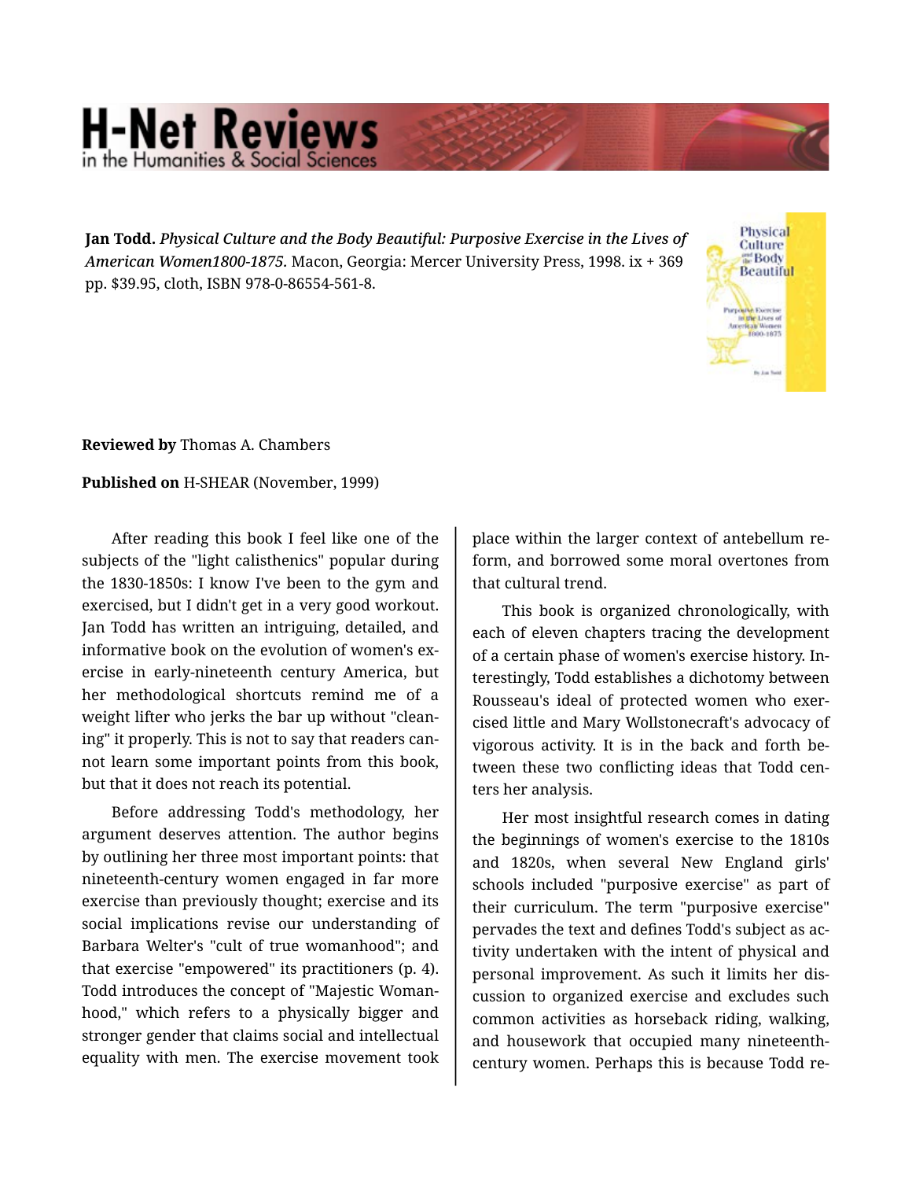# H-Net Reviews in the Humanities & Social Sciences

**Jan Todd.** *Physical Culture and the Body Beautiful: Purposive Exercise in the Lives of American Women1800-1875.* Macon, Georgia: Mercer University Press, 1998. ix + 369 pp. $39.95, cloth, ISBN 978-0-86554-561-8.

**Reviewed by** Thomas A. Chambers

**Published on** H-SHEAR (November, 1999)

After reading this book I feel like one of the subjects of the "light calisthenics" popular during the 1830-1850s: I know I've been to the gym and exercised, but I didn't get in a very good workout. Jan Todd has written an intriguing, detailed, and informative book on the evolution of women's exercise in early-nineteenth century America, but her methodological shortcuts remind me of a weight lifter who jerks the bar up without "cleaning" it properly. This is not to say that readers cannot learn some important points from this book, but that it does not reach its potential.

Before addressing Todd's methodology, her argument deserves attention. The author begins by outlining her three most important points: that nineteenth-century women engaged in far more exercise than previously thought; exercise and its social implications revise our understanding of Barbara Welter's "cult of true womanhood"; and that exercise "empowered" its practitioners (p. 4). Todd introduces the concept of "Majestic Womanhood," which refers to a physically bigger and stronger gender that claims social and intellectual equality with men. The exercise movement took place within the larger context of antebellum reform, and borrowed some moral overtones from that cultural trend.

This book is organized chronologically, with each of eleven chapters tracing the development of a certain phase of women's exercise history. Interestingly, Todd establishes a dichotomy between Rousseau's ideal of protected women who exercised little and Mary Wollstonecraft's advocacy of vigorous activity. It is in the back and forth between these two conflicting ideas that Todd centers her analysis.

Her most insightful research comes in dating the beginnings of women's exercise to the 1810s and 1820s, when several New England girls' schools included "purposive exercise" as part of their curriculum. The term "purposive exercise" pervades the text and defines Todd's subject as activity undertaken with the intent of physical and personal improvement. As such it limits her discussion to organized exercise and excludes such common activities as horseback riding, walking, and housework that occupied many nineteenth-century women. Perhaps this is because Todd re-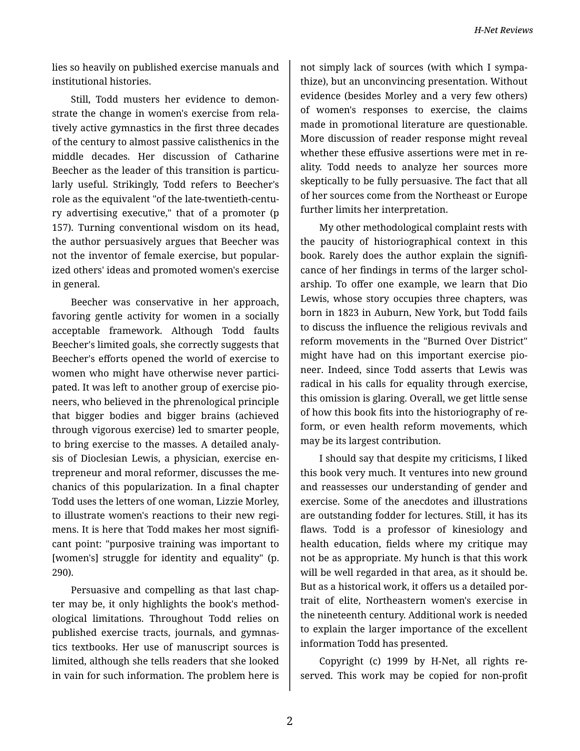lies so heavily on published exercise manuals and institutional histories.

Still, Todd musters her evidence to demonstrate the change in women's exercise from relatively active gymnastics in the first three decades of the century to almost passive calisthenics in the middle decades. Her discussion of Catharine Beecher as the leader of this transition is particularly useful. Strikingly, Todd refers to Beecher's role as the equivalent "of the late-twentieth-century advertising executive," that of a promoter (p 157). Turning conventional wisdom on its head, the author persuasively argues that Beecher was not the inventor of female exercise, but popularized others' ideas and promoted women's exercise in general.

Beecher was conservative in her approach, favoring gentle activity for women in a socially acceptable framework. Although Todd faults Beecher's limited goals, she correctly suggests that Beecher's efforts opened the world of exercise to women who might have otherwise never participated. It was left to another group of exercise pioneers, who believed in the phrenological principle that bigger bodies and bigger brains (achieved through vigorous exercise) led to smarter people, to bring exercise to the masses. A detailed analysis of Dioclesian Lewis, a physician, exercise entrepreneur and moral reformer, discusses the mechanics of this popularization. In a final chapter Todd uses the letters of one woman, Lizzie Morley, to illustrate women's reactions to their new regimens. It is here that Todd makes her most significant point: "purposive training was important to [women's] struggle for identity and equality" (p. 290).

Persuasive and compelling as that last chapter may be, it only highlights the book's methodological limitations. Throughout Todd relies on published exercise tracts, journals, and gymnastics textbooks. Her use of manuscript sources is limited, although she tells readers that she looked in vain for such information. The problem here is not simply lack of sources (with which I sympathize), but an unconvincing presentation. Without evidence (besides Morley and a very few others) of women's responses to exercise, the claims made in promotional literature are questionable. More discussion of reader response might reveal whether these effusive assertions were met in reality. Todd needs to analyze her sources more skeptically to be fully persuasive. The fact that all of her sources come from the Northeast or Europe further limits her interpretation.

My other methodological complaint rests with the paucity of historiographical context in this book. Rarely does the author explain the significance of her findings in terms of the larger scholarship. To offer one example, we learn that Dio Lewis, whose story occupies three chapters, was born in 1823 in Auburn, New York, but Todd fails to discuss the influence the religious revivals and reform movements in the "Burned Over District" might have had on this important exercise pioneer. Indeed, since Todd asserts that Lewis was radical in his calls for equality through exercise, this omission is glaring. Overall, we get little sense of how this book fits into the historiography of reform, or even health reform movements, which may be its largest contribution.

I should say that despite my criticisms, I liked this book very much. It ventures into new ground and reassesses our understanding of gender and exercise. Some of the anecdotes and illustrations are outstanding fodder for lectures. Still, it has its flaws. Todd is a professor of kinesiology and health education, fields where my critique may not be as appropriate. My hunch is that this work will be well regarded in that area, as it should be. But as a historical work, it offers us a detailed portrait of elite, Northeastern women's exercise in the nineteenth century. Additional work is needed to explain the larger importance of the excellent information Todd has presented.

Copyright (c) 1999 by H-Net, all rights reserved. This work may be copied for non-profit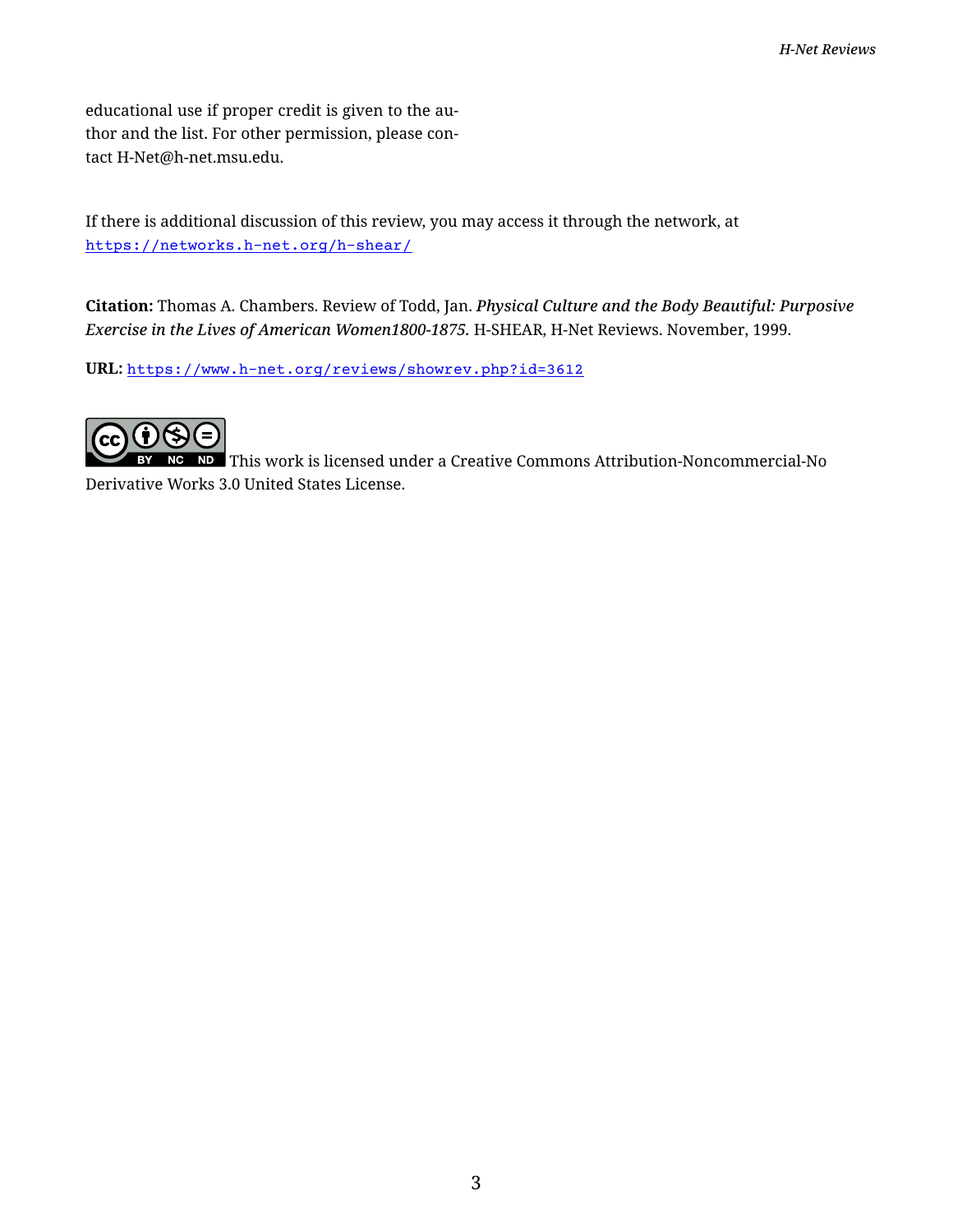educational use if proper credit is given to the author and the list. For other permission, please contact H-Net@h-net.msu.edu.

If there is additional discussion of this review, you may access it through the network, at https://networks.h-net.org/h-shear/

**Citation:** Thomas A. Chambers. Review of Todd, Jan. *Physical Culture and the Body Beautiful: Purposive Exercise in the Lives of American Women1800-1875.* H-SHEAR, H-Net Reviews. November, 1999.

**URL:** https://www.h-net.org/reviews/showrev.php?id=3612

This work is licensed under a Creative Commons Attribution-Noncommercial-No Derivative Works 3.0 United States License.